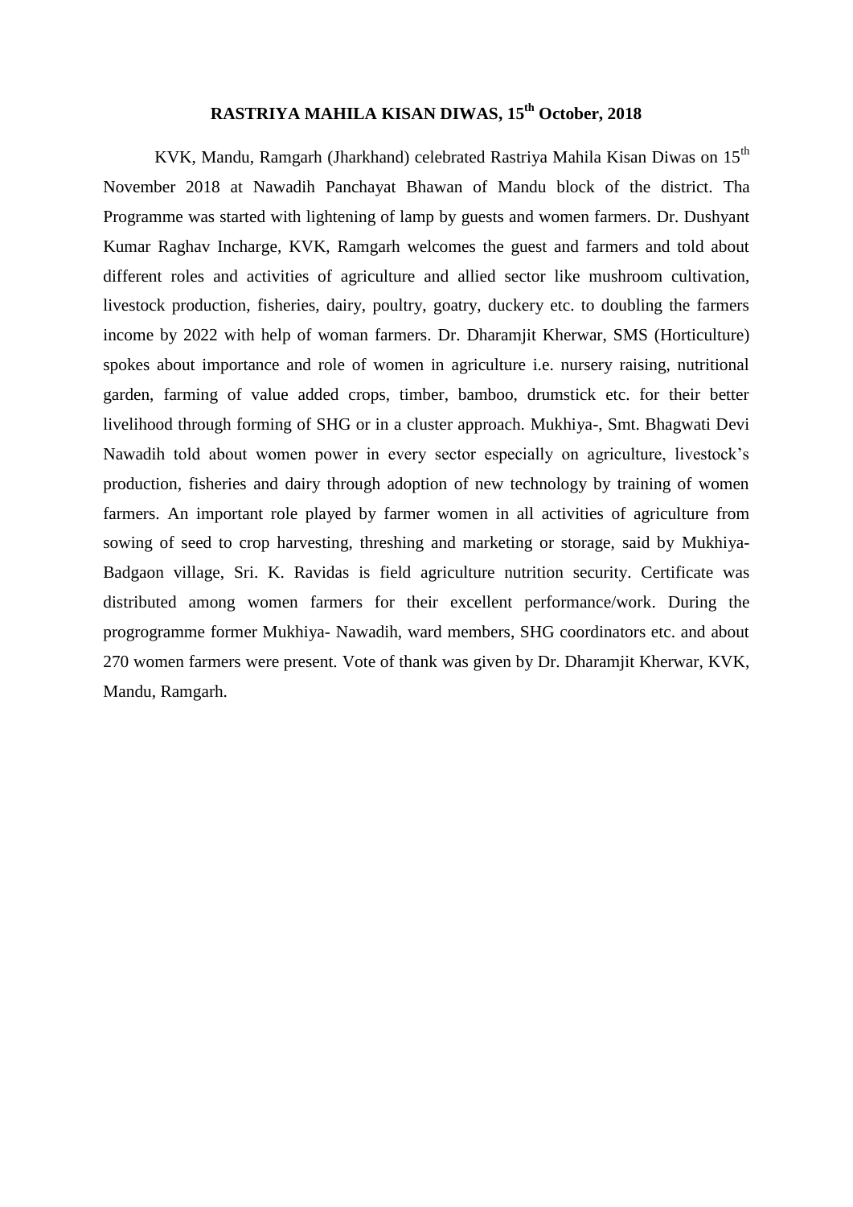# RASTRIYA MAHILA KISAN DIWAS, 15th October, 2018

KVK, Mandu, Ramgarh (Jharkhand) celebrated Rastriya Mahila Kisan Diwas on 15th November 2018 at Nawadih Panchayat Bhawan of Mandu block of the district. Tha Programme was started with lightening of lamp by guests and women farmers. Dr. Dushyant Kumar Raghav Incharge, KVK, Ramgarh welcomes the guest and farmers and told about different roles and activities of agriculture and allied sector like mushroom cultivation, livestock production, fisheries, dairy, poultry, goatry, duckery etc. to doubling the farmers income by 2022 with help of woman farmers. Dr. Dharamjit Kherwar, SMS (Horticulture) spokes about importance and role of women in agriculture i.e. nursery raising, nutritional garden, farming of value added crops, timber, bamboo, drumstick etc. for their better livelihood through forming of SHG or in a cluster approach. Mukhiya-, Smt. Bhagwati Devi Nawadih told about women power in every sector especially on agriculture, livestock's production, fisheries and dairy through adoption of new technology by training of women farmers. An important role played by farmer women in all activities of agriculture from sowing of seed to crop harvesting, threshing and marketing or storage, said by Mukhiya-Badgaon village, Sri. K. Ravidas is field agriculture nutrition security. Certificate was distributed among women farmers for their excellent performance/work. During the progrogramme former Mukhiya- Nawadih, ward members, SHG coordinators etc. and about 270 women farmers were present. Vote of thank was given by Dr. Dharamjit Kherwar, KVK, Mandu, Ramgarh.